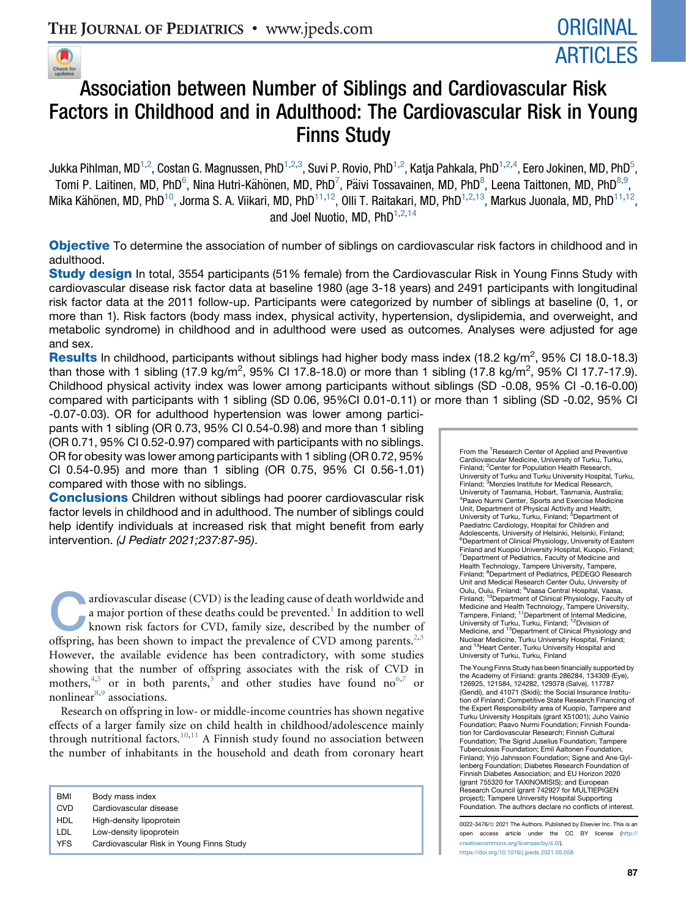ORIGINAL ARTICLES

# Association between Number of Siblings and Cardiovascular Risk Factors in Childhood and in Adulthood: The Cardiovascular Risk in Young Finns Study

Jukka Pihlman, MD[1,2], Costan G. Magnussen, PhD[1,2,3], Suvi P. Rovio, PhD[1,2], Katja Pahkala, PhD[1,2,4], Eero Jokinen, MD, PhD[5], Tomi P. Laitinen, MD, PhD[6], Nina Hutri-Kähönen, MD, PhD[7], Päivi Tossavainen, MD, PhD[8], Leena Taittonen, MD, PhD[8,9], Mika Kähönen, MD, PhD[10], Jorma S. A. Viikari, MD, PhD[11,12], Olli T. Raitakari, MD, PhD[1,2,13], Markus Juonala, MD, PhD[11,12], and Joel Nuotio, MD, PhD[1,2,14]

**Objective** To determine the association of number of siblings on cardiovascular risk factors in childhood and in adulthood.

**Study design** In total, 3554 participants (51% female) from the Cardiovascular Risk in Young Finns Study with cardiovascular disease risk factor data at baseline 1980 (age 3-18 years) and 2491 participants with longitudinal risk factor data at the 2011 follow-up. Participants were categorized by number of siblings at baseline (0, 1, or more than 1). Risk factors (body mass index, physical activity, hypertension, dyslipidemia, and overweight, and metabolic syndrome) in childhood and in adulthood were used as outcomes. Analyses were adjusted for age and sex.

**Results** In childhood, participants without siblings had higher body mass index (18.2 kg/m$^2$, 95% CI 18.0-18.3) than those with 1 sibling (17.9 kg/m$^2$, 95% CI 17.8-18.0) or more than 1 sibling (17.8 kg/m$^2$, 95% CI 17.7-17.9). Childhood physical activity index was lower among participants without siblings (SD -0.08, 95% CI -0.16-0.00) compared with participants with 1 sibling (SD 0.06, 95%CI 0.01-0.11) or more than 1 sibling (SD -0.02, 95% CI -0.07-0.03). OR for adulthood hypertension was lower among participants with 1 sibling (OR 0.73, 95% CI 0.54-0.98) and more than 1 sibling (OR 0.71, 95% CI 0.52-0.97) compared with participants with no siblings. OR for obesity was lower among participants with 1 sibling (OR 0.72, 95% CI 0.54-0.95) and more than 1 sibling (OR 0.75, 95% CI 0.56-1.01) compared with those with no siblings.

**Conclusions** Children without siblings had poorer cardiovascular risk factor levels in childhood and in adulthood. The number of siblings could help identify individuals at increased risk that might benefit from early intervention. *(J Pediatr 2021;237:87-95)*.

Cardiovascular disease (CVD) is the leading cause of death worldwide and a major portion of these deaths could be prevented.[1] In addition to well known risk factors for CVD, family size, described by the number of offspring, has been shown to impact the prevalence of CVD among parents.[2,3] However, the available evidence has been contradictory, with some studies showing that the number of offspring associates with the risk of CVD in mothers,[4,5] or in both parents,[3] and other studies have found no[6,7] or nonlinear[8,9] associations.

Research on offspring in low- or middle-income countries has shown negative effects of a larger family size on child health in childhood/adolescence mainly through nutritional factors.[10,11] A Finnish study found no association between the number of inhabitants in the household and death from coronary heart

| | |
|---|---|
| BMI | Body mass index |
| CVD | Cardiovascular disease |
| HDL | High-density lipoprotein |
| LDL | Low-density lipoprotein |
| YFS | Cardiovascular Risk in Young Finns Study |

From the [1]Research Center of Applied and Preventive Cardiovascular Medicine, University of Turku, Turku, Finland; [2]Center for Population Health Research, University of Turku and Turku University Hospital, Turku, Finland; [3]Menzies Institute for Medical Research, University of Tasmania, Hobart, Tasmania, Australia; [4]Paavo Nurmi Center, Sports and Exercise Medicine Unit, Department of Physical Activity and Health, University of Turku, Turku, Finland; [5]Department of Paediatric Cardiology, Hospital for Children and Adolescents, University of Helsinki, Helsinki, Finland; [6]Department of Clinical Physiology, University of Eastern Finland and Kuopio University Hospital, Kuopio, Finland; [7]Department of Pediatrics, Faculty of Medicine and Health Technology, Tampere University, Tampere, Finland; [8]Department of Pediatrics, PEDEGO Research Unit and Medical Research Center Oulu, University of Oulu, Oulu, Finland; [9]Vaasa Central Hospital, Vaasa, Finland; [10]Department of Clinical Physiology, Faculty of Medicine and Health Technology, Tampere University, Tampere, Finland; [11]Department of Internal Medicine, University of Turku, Turku, Finland; [12]Division of Medicine, and [13]Department of Clinical Physiology and Nuclear Medicine, Turku University Hospital, Finland; and [14]Heart Center, Turku University Hospital and University of Turku, Turku, Finland

The Young Finns Study has been financially supported by the Academy of Finland: grants 286284, 134309 (Eye), 126925, 121584, 124282, 129378 (Salve), 117787 (Gendi), and 41071 (Skidi); the Social Insurance Institution of Finland; Competitive State Research Financing of the Expert Responsibility area of Kuopio, Tampere and Turku University Hospitals (grant X51001); Juho Vainio Foundation; Paavo Nurmi Foundation; Finnish Foundation for Cardiovascular Research; Finnish Cultural Foundation; The Sigrid Juselius Foundation; Tampere Tuberculosis Foundation; Emil Aaltonen Foundation, Finland; Yrjö Jahnsson Foundation; Signe and Ane Gyllenberg Foundation; Diabetes Research Foundation of Finnish Diabetes Association; and EU Horizon 2020 (grant 755320 for TAXINOMISIS); and European Research Council (grant 742927 for MULTIEPIGEN project); Tampere University Hospital Supporting Foundation. The authors declare no conflicts of interest.

0022-3476/© 2021 The Authors. Published by Elsevier Inc. This is an open access article under the CC BY license (http://creativecommons.org/licenses/by/4.0/).
https://doi.org/10.1016/j.jpeds.2021.05.058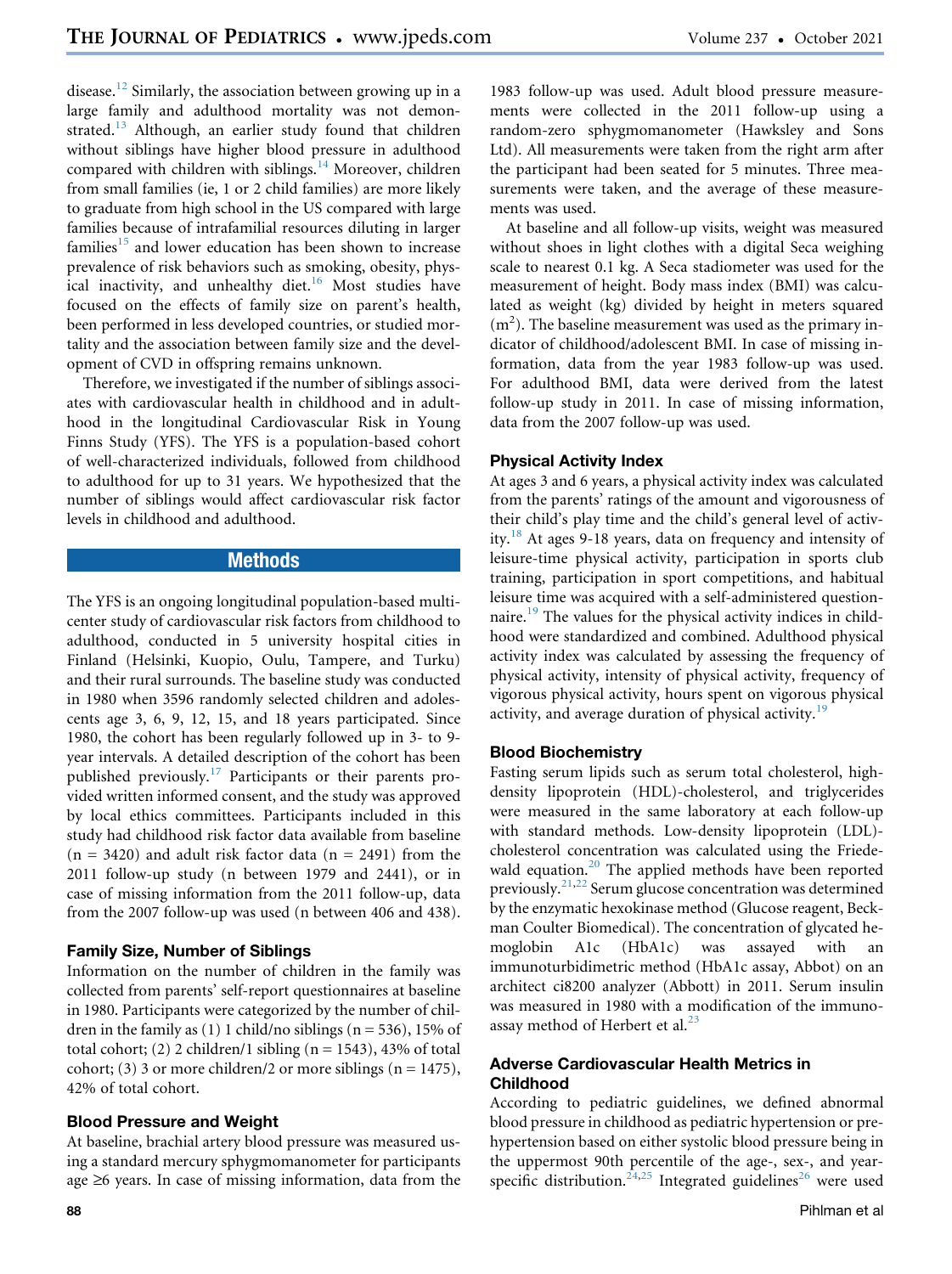disease.[12] Similarly, the association between growing up in a large family and adulthood mortality was not demonstrated.[13] Although, an earlier study found that children without siblings have higher blood pressure in adulthood compared with children with siblings.[14] Moreover, children from small families (ie, 1 or 2 child families) are more likely to graduate from high school in the US compared with large families because of intrafamilial resources diluting in larger families[15] and lower education has been shown to increase prevalence of risk behaviors such as smoking, obesity, physical inactivity, and unhealthy diet.[16] Most studies have focused on the effects of family size on parent's health, been performed in less developed countries, or studied mortality and the association between family size and the development of CVD in offspring remains unknown.

Therefore, we investigated if the number of siblings associates with cardiovascular health in childhood and in adulthood in the longitudinal Cardiovascular Risk in Young Finns Study (YFS). The YFS is a population-based cohort of well-characterized individuals, followed from childhood to adulthood for up to 31 years. We hypothesized that the number of siblings would affect cardiovascular risk factor levels in childhood and adulthood.

## Methods

The YFS is an ongoing longitudinal population-based multicenter study of cardiovascular risk factors from childhood to adulthood, conducted in 5 university hospital cities in Finland (Helsinki, Kuopio, Oulu, Tampere, and Turku) and their rural surrounds. The baseline study was conducted in 1980 when 3596 randomly selected children and adolescents age 3, 6, 9, 12, 15, and 18 years participated. Since 1980, the cohort has been regularly followed up in 3- to 9-year intervals. A detailed description of the cohort has been published previously.[17] Participants or their parents provided written informed consent, and the study was approved by local ethics committees. Participants included in this study had childhood risk factor data available from baseline (n = 3420) and adult risk factor data (n = 2491) from the 2011 follow-up study (n between 1979 and 2441), or in case of missing information from the 2011 follow-up, data from the 2007 follow-up was used (n between 406 and 438).

### Family Size, Number of Siblings

Information on the number of children in the family was collected from parents' self-report questionnaires at baseline in 1980. Participants were categorized by the number of children in the family as (1) 1 child/no siblings (n = 536), 15% of total cohort; (2) 2 children/1 sibling (n = 1543), 43% of total cohort; (3) 3 or more children/2 or more siblings (n = 1475), 42% of total cohort.

### Blood Pressure and Weight

At baseline, brachial artery blood pressure was measured using a standard mercury sphygmomanometer for participants age ≥6 years. In case of missing information, data from the 1983 follow-up was used. Adult blood pressure measurements were collected in the 2011 follow-up using a random-zero sphygmomanometer (Hawksley and Sons Ltd). All measurements were taken from the right arm after the participant had been seated for 5 minutes. Three measurements were taken, and the average of these measurements was used.

At baseline and all follow-up visits, weight was measured without shoes in light clothes with a digital Seca weighing scale to nearest 0.1 kg. A Seca stadiometer was used for the measurement of height. Body mass index (BMI) was calculated as weight (kg) divided by height in meters squared ($m^2$). The baseline measurement was used as the primary indicator of childhood/adolescent BMI. In case of missing information, data from the year 1983 follow-up was used. For adulthood BMI, data were derived from the latest follow-up study in 2011. In case of missing information, data from the 2007 follow-up was used.

### Physical Activity Index

At ages 3 and 6 years, a physical activity index was calculated from the parents' ratings of the amount and vigorousness of their child's play time and the child's general level of activity.[18] At ages 9-18 years, data on frequency and intensity of leisure-time physical activity, participation in sports club training, participation in sport competitions, and habitual leisure time was acquired with a self-administered questionnaire.[19] The values for the physical activity indices in childhood were standardized and combined. Adulthood physical activity index was calculated by assessing the frequency of physical activity, intensity of physical activity, frequency of vigorous physical activity, hours spent on vigorous physical activity, and average duration of physical activity.[19]

### Blood Biochemistry

Fasting serum lipids such as serum total cholesterol, high-density lipoprotein (HDL)-cholesterol, and triglycerides were measured in the same laboratory at each follow-up with standard methods. Low-density lipoprotein (LDL)-cholesterol concentration was calculated using the Friedewald equation.[20] The applied methods have been reported previously.[21,22] Serum glucose concentration was determined by the enzymatic hexokinase method (Glucose reagent, Beckman Coulter Biomedical). The concentration of glycated hemoglobin A1c (HbA1c) was assayed with an immunoturbidimetric method (HbA1c assay, Abbot) on an architect ci8200 analyzer (Abbott) in 2011. Serum insulin was measured in 1980 with a modification of the immunoassay method of Herbert et al.[23]

### Adverse Cardiovascular Health Metrics in Childhood

According to pediatric guidelines, we defined abnormal blood pressure in childhood as pediatric hypertension or prehypertension based on either systolic blood pressure being in the uppermost 90th percentile of the age-, sex-, and year-specific distribution.[24,25] Integrated guidelines[26] were used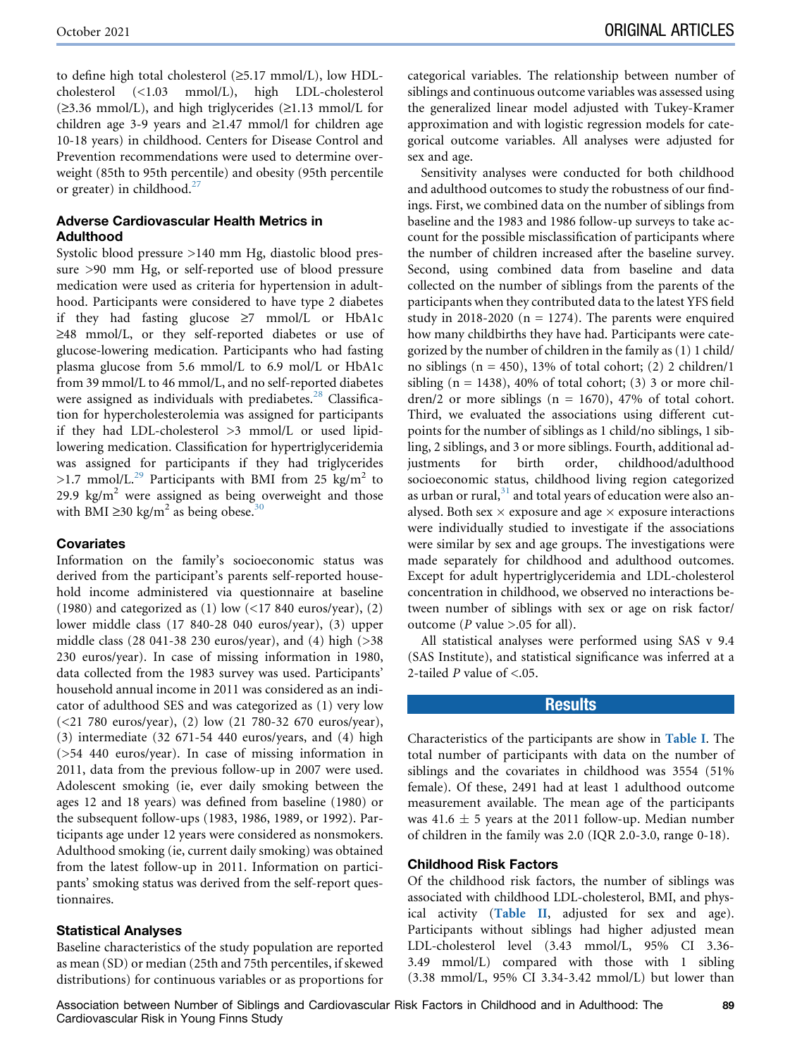to define high total cholesterol (≥5.17 mmol/L), low HDL-cholesterol (<1.03 mmol/L), high LDL-cholesterol (≥3.36 mmol/L), and high triglycerides (≥1.13 mmol/L for children age 3-9 years and ≥1.47 mmol/l for children age 10-18 years) in childhood. Centers for Disease Control and Prevention recommendations were used to determine overweight (85th to 95th percentile) and obesity (95th percentile or greater) in childhood.[27]

### Adverse Cardiovascular Health Metrics in Adulthood

Systolic blood pressure >140 mm Hg, diastolic blood pressure >90 mm Hg, or self-reported use of blood pressure medication were used as criteria for hypertension in adulthood. Participants were considered to have type 2 diabetes if they had fasting glucose ≥7 mmol/L or HbA1c ≥48 mmol/L, or they self-reported diabetes or use of glucose-lowering medication. Participants who had fasting plasma glucose from 5.6 mmol/L to 6.9 mol/L or HbA1c from 39 mmol/L to 46 mmol/L, and no self-reported diabetes were assigned as individuals with prediabetes.[28] Classification for hypercholesterolemia was assigned for participants if they had LDL-cholesterol >3 mmol/L or used lipid-lowering medication. Classification for hypertriglyceridemia was assigned for participants if they had triglycerides >1.7 mmol/L.[29] Participants with BMI from 25 $kg/m^2$ to 29.9 $kg/m^2$ were assigned as being overweight and those with BMI ≥30 $kg/m^2$ as being obese.[30]

### Covariates

Information on the family's socioeconomic status was derived from the participant's parents self-reported household income administered via questionnaire at baseline (1980) and categorized as (1) low (<17 840 euros/year), (2) lower middle class (17 840-28 040 euros/year), (3) upper middle class (28 041-38 230 euros/year), and (4) high (>38 230 euros/year). In case of missing information in 1980, data collected from the 1983 survey was used. Participants' household annual income in 2011 was considered as an indicator of adulthood SES and was categorized as (1) very low (<21 780 euros/year), (2) low (21 780-32 670 euros/year), (3) intermediate (32 671-54 440 euros/years, and (4) high (>54 440 euros/year). In case of missing information in 2011, data from the previous follow-up in 2007 were used. Adolescent smoking (ie, ever daily smoking between the ages 12 and 18 years) was defined from baseline (1980) or the subsequent follow-ups (1983, 1986, 1989, or 1992). Participants age under 12 years were considered as nonsmokers. Adulthood smoking (ie, current daily smoking) was obtained from the latest follow-up in 2011. Information on participants' smoking status was derived from the self-report questionnaires.

### Statistical Analyses

Baseline characteristics of the study population are reported as mean (SD) or median (25th and 75th percentiles, if skewed distributions) for continuous variables or as proportions for categorical variables. The relationship between number of siblings and continuous outcome variables was assessed using the generalized linear model adjusted with Tukey-Kramer approximation and with logistic regression models for categorical outcome variables. All analyses were adjusted for sex and age.

Sensitivity analyses were conducted for both childhood and adulthood outcomes to study the robustness of our findings. First, we combined data on the number of siblings from baseline and the 1983 and 1986 follow-up surveys to take account for the possible misclassification of participants where the number of children increased after the baseline survey. Second, using combined data from baseline and data collected on the number of siblings from the parents of the participants when they contributed data to the latest YFS field study in 2018-2020 (n = 1274). The parents were enquired how many childbirths they have had. Participants were categorized by the number of children in the family as (1) 1 child/no siblings (n = 450), 13% of total cohort; (2) 2 children/1 sibling (n = 1438), 40% of total cohort; (3) 3 or more children/2 or more siblings (n = 1670), 47% of total cohort. Third, we evaluated the associations using different cutpoints for the number of siblings as 1 child/no siblings, 1 sibling, 2 siblings, and 3 or more siblings. Fourth, additional adjustments for birth order, childhood/adulthood socioeconomic status, childhood living region categorized as urban or rural,[31] and total years of education were also analysed. Both sex × exposure and age × exposure interactions were individually studied to investigate if the associations were similar by sex and age groups. The investigations were made separately for childhood and adulthood outcomes. Except for adult hypertriglyceridemia and LDL-cholesterol concentration in childhood, we observed no interactions between number of siblings with sex or age on risk factor/outcome ($P$ value >.05 for all).

All statistical analyses were performed using SAS v 9.4 (SAS Institute), and statistical significance was inferred at a 2-tailed $P$ value of <.05.

## Results

Characteristics of the participants are show in Table I. The total number of participants with data on the number of siblings and the covariates in childhood was 3554 (51% female). Of these, 2491 had at least 1 adulthood outcome measurement available. The mean age of the participants was 41.6 ± 5 years at the 2011 follow-up. Median number of children in the family was 2.0 (IQR 2.0-3.0, range 0-18).

### Childhood Risk Factors

Of the childhood risk factors, the number of siblings was associated with childhood LDL-cholesterol, BMI, and physical activity (Table II, adjusted for sex and age). Participants without siblings had higher adjusted mean LDL-cholesterol level (3.43 mmol/L, 95% CI 3.36-3.49 mmol/L) compared with those with 1 sibling (3.38 mmol/L, 95% CI 3.34-3.42 mmol/L) but lower than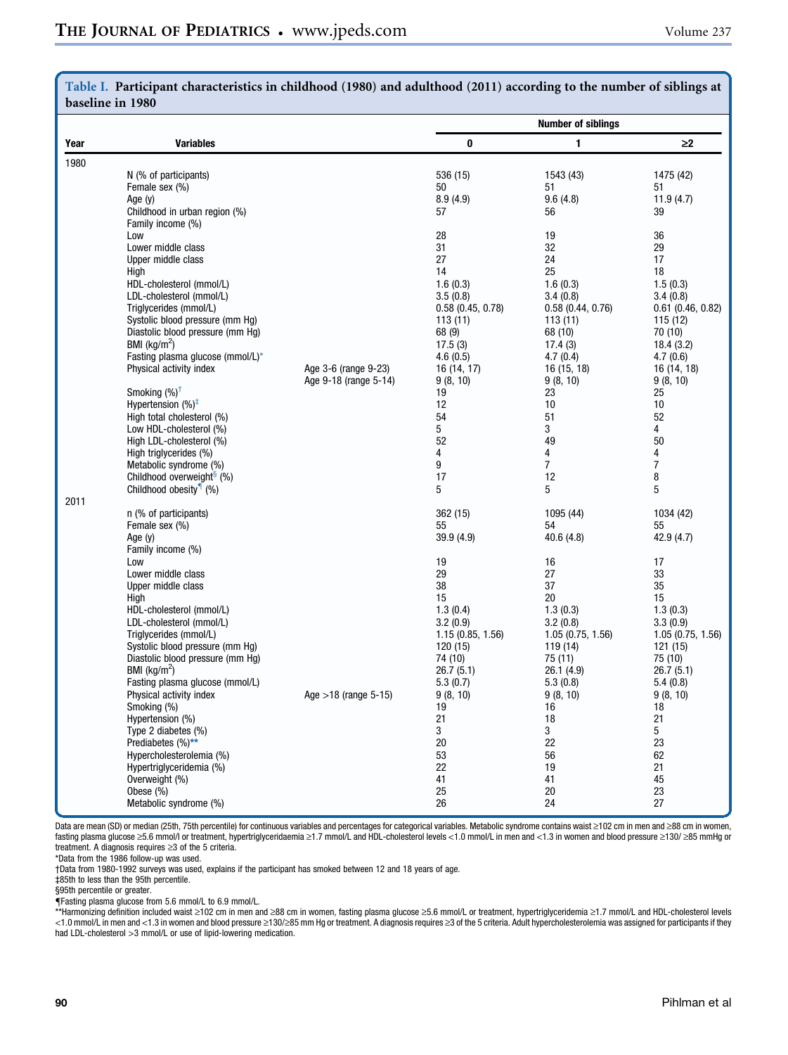**Table I. Participant characteristics in childhood (1980) and adulthood (2011) according to the number of siblings at baseline in 1980**

| Year | Variables | | Number of siblings | | |
|---|---|---|---|---|---|
| | | | 0 | 1 | ≥2 |
| 1980 | | | | | |
| | N (% of participants) | | 536 (15) | 1543 (43) | 1475 (42) |
| | Female sex (%) | | 50 | 51 | 51 |
| | Age (y) | | 8.9 (4.9) | 9.6 (4.8) | 11.9 (4.7) |
| | Childhood in urban region (%) | | 57 | 56 | 39 |
| | Family income (%) | | | | |
| | Low | | 28 | 19 | 36 |
| | Lower middle class | | 31 | 32 | 29 |
| | Upper middle class | | 27 | 24 | 17 |
| | High | | 14 | 25 | 18 |
| | HDL-cholesterol (mmol/L) | | 1.6 (0.3) | 1.6 (0.3) | 1.5 (0.3) |
| | LDL-cholesterol (mmol/L) | | 3.5 (0.8) | 3.4 (0.8) | 3.4 (0.8) |
| | Triglycerides (mmol/L) | | 0.58 (0.45, 0.78) | 0.58 (0.44, 0.76) | 0.61 (0.46, 0.82) |
| | Systolic blood pressure (mm Hg) | | 113 (11) | 113 (11) | 115 (12) |
| | Diastolic blood pressure (mm Hg) | | 68 (9) | 68 (10) | 70 (10) |
| | BMI (kg/m$^2$) | | 17.5 (3) | 17.4 (3) | 18.4 (3.2) |
| | Fasting plasma glucose (mmol/L)* | | 4.6 (0.5) | 4.7 (0.4) | 4.7 (0.6) |
| | Physical activity index | Age 3-6 (range 9-23) | 16 (14, 17) | 16 (15, 18) | 16 (14, 18) |
| | | Age 9-18 (range 5-14) | 9 (8, 10) | 9 (8, 10) | 9 (8, 10) |
| | Smoking (%)† | | 19 | 23 | 25 |
| | Hypertension (%)‡ | | 12 | 10 | 10 |
| | High total cholesterol (%) | | 54 | 51 | 52 |
| | Low HDL-cholesterol (%) | | 5 | 3 | 4 |
| | High LDL-cholesterol (%) | | 52 | 49 | 50 |
| | High triglycerides (%) | | 4 | 4 | 4 |
| | Metabolic syndrome (%) | | 9 | 7 | 7 |
| | Childhood overweight§ (%) | | 17 | 12 | 8 |
| | Childhood obesity¶ (%) | | 5 | 5 | 5 |
| 2011 | | | | | |
| | n (% of participants) | | 362 (15) | 1095 (44) | 1034 (42) |
| | Female sex (%) | | 55 | 54 | 55 |
| | Age (y) | | 39.9 (4.9) | 40.6 (4.8) | 42.9 (4.7) |
| | Family income (%) | | | | |
| | Low | | 19 | 16 | 17 |
| | Lower middle class | | 29 | 27 | 33 |
| | Upper middle class | | 38 | 37 | 35 |
| | High | | 15 | 20 | 15 |
| | HDL-cholesterol (mmol/L) | | 1.3 (0.4) | 1.3 (0.3) | 1.3 (0.3) |
| | LDL-cholesterol (mmol/L) | | 3.2 (0.9) | 3.2 (0.8) | 3.3 (0.9) |
| | Triglycerides (mmol/L) | | 1.15 (0.85, 1.56) | 1.05 (0.75, 1.56) | 1.05 (0.75, 1.56) |
| | Systolic blood pressure (mm Hg) | | 120 (15) | 119 (14) | 121 (15) |
| | Diastolic blood pressure (mm Hg) | | 74 (10) | 75 (11) | 75 (10) |
| | BMI (kg/m$^2$) | | 26.7 (5.1) | 26.1 (4.9) | 26.7 (5.1) |
| | Fasting plasma glucose (mmol/L) | | 5.3 (0.7) | 5.3 (0.8) | 5.4 (0.8) |
| | Physical activity index | Age >18 (range 5-15) | 9 (8, 10) | 9 (8, 10) | 9 (8, 10) |
| | Smoking (%) | | 19 | 16 | 18 |
| | Hypertension (%) | | 21 | 18 | 21 |
| | Type 2 diabetes (%) | | 3 | 3 | 5 |
| | Prediabetes (%)** | | 20 | 22 | 23 |
| | Hypercholesterolemia (%) | | 53 | 56 | 62 |
| | Hypertriglyceridemia (%) | | 22 | 19 | 21 |
| | Overweight (%) | | 41 | 41 | 45 |
| | Obese (%) | | 25 | 20 | 23 |
| | Metabolic syndrome (%) | | 26 | 24 | 27 |

Data are mean (SD) or median (25th, 75th percentile) for continuous variables and percentages for categorical variables. Metabolic syndrome contains waist ≥102 cm in men and ≥88 cm in women, fasting plasma glucose ≥5.6 mmol/l or treatment, hypertriglyceridaemia ≥1.7 mmol/L and HDL-cholesterol levels <1.0 mmol/L in men and <1.3 in women and blood pressure ≥130/ ≥85 mmHg or treatment. A diagnosis requires ≥3 of the 5 criteria.

*Data from the 1986 follow-up was used.

†Data from 1980-1992 surveys was used, explains if the participant has smoked between 12 and 18 years of age.

‡85th to less than the 95th percentile.

§95th percentile or greater.

¶Fasting plasma glucose from 5.6 mmol/L to 6.9 mmol/L.

**Harmonizing definition included waist ≥102 cm in men and ≥88 cm in women, fasting plasma glucose ≥5.6 mmol/L or treatment, hypertriglyceridemia ≥1.7 mmol/L and HDL-cholesterol levels <1.0 mmol/L in men and <1.3 in women and blood pressure ≥130/≥85 mm Hg or treatment. A diagnosis requires ≥3 of the 5 criteria. Adult hypercholesterolemia was assigned for participants if they had LDL-cholesterol >3 mmol/L or use of lipid-lowering medication.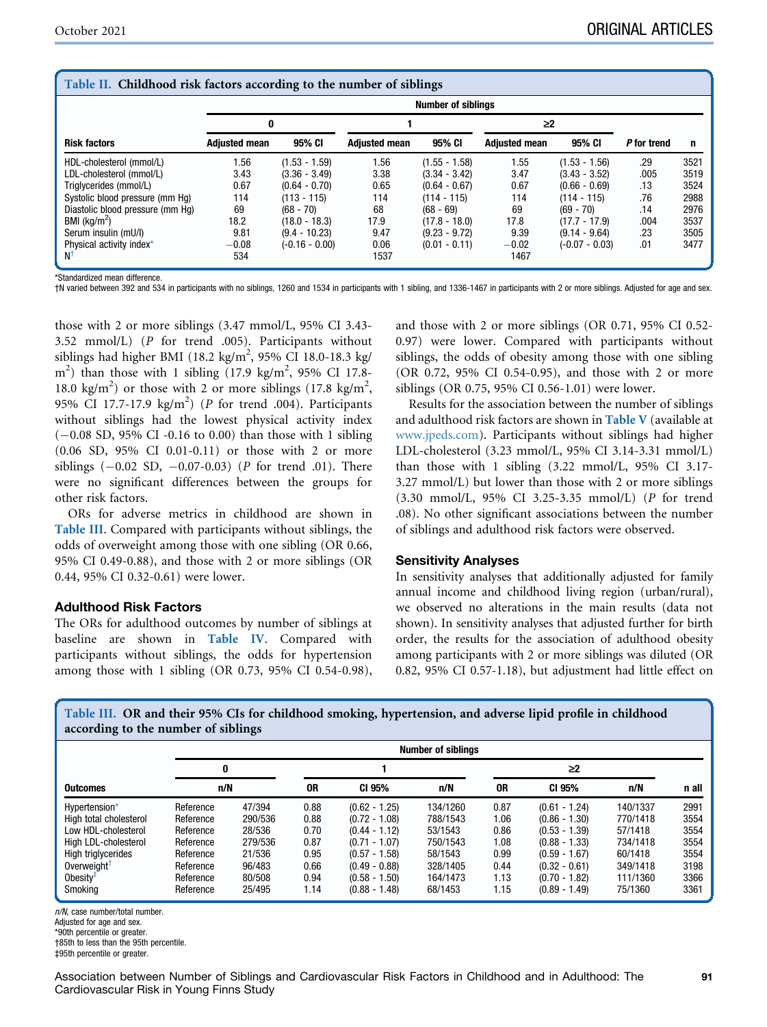**Table II. Childhood risk factors according to the number of siblings**

| | Number of siblings | | | | | | | |
|---|---|---|---|---|---|---|---|---|
| | 0 | | 1 | | ≥2 | | | |
| Risk factors | Adjusted mean | 95% CI | Adjusted mean | 95% CI | Adjusted mean | 95% CI | P for trend | n |
| HDL-cholesterol (mmol/L) | 1.56 | (1.53 - 1.59) | 1.56 | (1.55 - 1.58) | 1.55 | (1.53 - 1.56) | .29 | 3521 |
| LDL-cholesterol (mmol/L) | 3.43 | (3.36 - 3.49) | 3.38 | (3.34 - 3.42) | 3.47 | (3.43 - 3.52) | .005 | 3519 |
| Triglycerides (mmol/L) | 0.67 | (0.64 - 0.70) | 0.65 | (0.64 - 0.67) | 0.67 | (0.66 - 0.69) | .13 | 3524 |
| Systolic blood pressure (mm Hg) | 114 | (113 - 115) | 114 | (114 - 115) | 114 | (114 - 115) | .76 | 2988 |
| Diastolic blood pressure (mm Hg) | 69 | (68 - 70) | 68 | (68 - 69) | 69 | (69 - 70) | .14 | 2976 |
| BMI (kg/m$^2$) | 18.2 | (18.0 - 18.3) | 17.9 | (17.8 - 18.0) | 17.8 | (17.7 - 17.9) | .004 | 3537 |
| Serum insulin (mU/l) | 9.81 | (9.4 - 10.23) | 9.47 | (9.23 - 9.72) | 9.39 | (9.14 - 9.64) | .23 | 3505 |
| Physical activity index* | −0.08 | (-0.16 - 0.00) | 0.06 | (0.01 - 0.11) | −0.02 | (-0.07 - 0.03) | .01 | 3477 |
| N† | 534 | | 1537 | | 1467 | | | |

*Standardized mean difference.
†N varied between 392 and 534 in participants with no siblings, 1260 and 1534 in participants with 1 sibling, and 1336-1467 in participants with 2 or more siblings. Adjusted for age and sex.

those with 2 or more siblings (3.47 mmol/L, 95% CI 3.43-3.52 mmol/L) (*P* for trend .005). Participants without siblings had higher BMI (18.2 kg/m$^2$, 95% CI 18.0-18.3 kg/m$^2$) than those with 1 sibling (17.9 kg/m$^2$, 95% CI 17.8-18.0 kg/m$^2$) or those with 2 or more siblings (17.8 kg/m$^2$, 95% CI 17.7-17.9 kg/m$^2$) (*P* for trend .004). Participants without siblings had the lowest physical activity index (−0.08 SD, 95% CI -0.16 to 0.00) than those with 1 sibling (0.06 SD, 95% CI 0.01-0.11) or those with 2 or more siblings (−0.02 SD, −0.07-0.03) (*P* for trend .01). There were no significant differences between the groups for other risk factors.

ORs for adverse metrics in childhood are shown in Table III. Compared with participants without siblings, the odds of overweight among those with one sibling (OR 0.66, 95% CI 0.49-0.88), and those with 2 or more siblings (OR 0.44, 95% CI 0.32-0.61) were lower.

### Adulthood Risk Factors

The ORs for adulthood outcomes by number of siblings at baseline are shown in Table IV. Compared with participants without siblings, the odds for hypertension among those with 1 sibling (OR 0.73, 95% CI 0.54-0.98), and those with 2 or more siblings (OR 0.71, 95% CI 0.52-0.97) were lower. Compared with participants without siblings, the odds of obesity among those with one sibling (OR 0.72, 95% CI 0.54-0.95), and those with 2 or more siblings (OR 0.75, 95% CI 0.56-1.01) were lower.

Results for the association between the number of siblings and adulthood risk factors are shown in Table V (available at www.jpeds.com). Participants without siblings had higher LDL-cholesterol (3.23 mmol/L, 95% CI 3.14-3.31 mmol/L) than those with 1 sibling (3.22 mmol/L, 95% CI 3.17-3.27 mmol/L) but lower than those with 2 or more siblings (3.30 mmol/L, 95% CI 3.25-3.35 mmol/L) (*P* for trend .08). No other significant associations between the number of siblings and adulthood risk factors were observed.

### Sensitivity Analyses

In sensitivity analyses that additionally adjusted for family annual income and childhood living region (urban/rural), we observed no alterations in the main results (data not shown). In sensitivity analyses that adjusted further for birth order, the results for the association of adulthood obesity among participants with 2 or more siblings was diluted (OR 0.82, 95% CI 0.57-1.18), but adjustment had little effect on

**Table III. OR and their 95% CIs for childhood smoking, hypertension, and adverse lipid profile in childhood according to the number of siblings**

| | Number of siblings | | | | | | | | |
|---|---|---|---|---|---|---|---|---|---|
| | 0 | | 1 | | | ≥2 | | | |
| Outcomes | | n/N | OR | CI 95% | n/N | OR | CI 95% | n/N | n all |
| Hypertension* | Reference | 47/394 | 0.88 | (0.62 - 1.25) | 134/1260 | 0.87 | (0.61 - 1.24) | 140/1337 | 2991 |
| High total cholesterol | Reference | 290/536 | 0.88 | (0.72 - 1.08) | 788/1543 | 1.06 | (0.86 - 1.30) | 770/1418 | 3554 |
| Low HDL-cholesterol | Reference | 28/536 | 0.70 | (0.44 - 1.12) | 53/1543 | 0.86 | (0.53 - 1.39) | 57/1418 | 3554 |
| High LDL-cholesterol | Reference | 279/536 | 0.87 | (0.71 - 1.07) | 750/1543 | 1.08 | (0.88 - 1.33) | 734/1418 | 3554 |
| High triglycerides | Reference | 21/536 | 0.95 | (0.57 - 1.58) | 58/1543 | 0.99 | (0.59 - 1.67) | 60/1418 | 3554 |
| Overweight† | Reference | 96/483 | 0.66 | (0.49 - 0.88) | 328/1405 | 0.44 | (0.32 - 0.61) | 349/1418 | 3198 |
| Obesity‡ | Reference | 80/508 | 0.94 | (0.58 - 1.50) | 164/1473 | 1.13 | (0.70 - 1.82) | 111/1360 | 3366 |
| Smoking | Reference | 25/495 | 1.14 | (0.88 - 1.48) | 68/1453 | 1.15 | (0.89 - 1.49) | 75/1360 | 3361 |

*n/N*, case number/total number.
Adjusted for age and sex.
*90th percentile or greater.
†85th to less than the 95th percentile.
‡95th percentile or greater.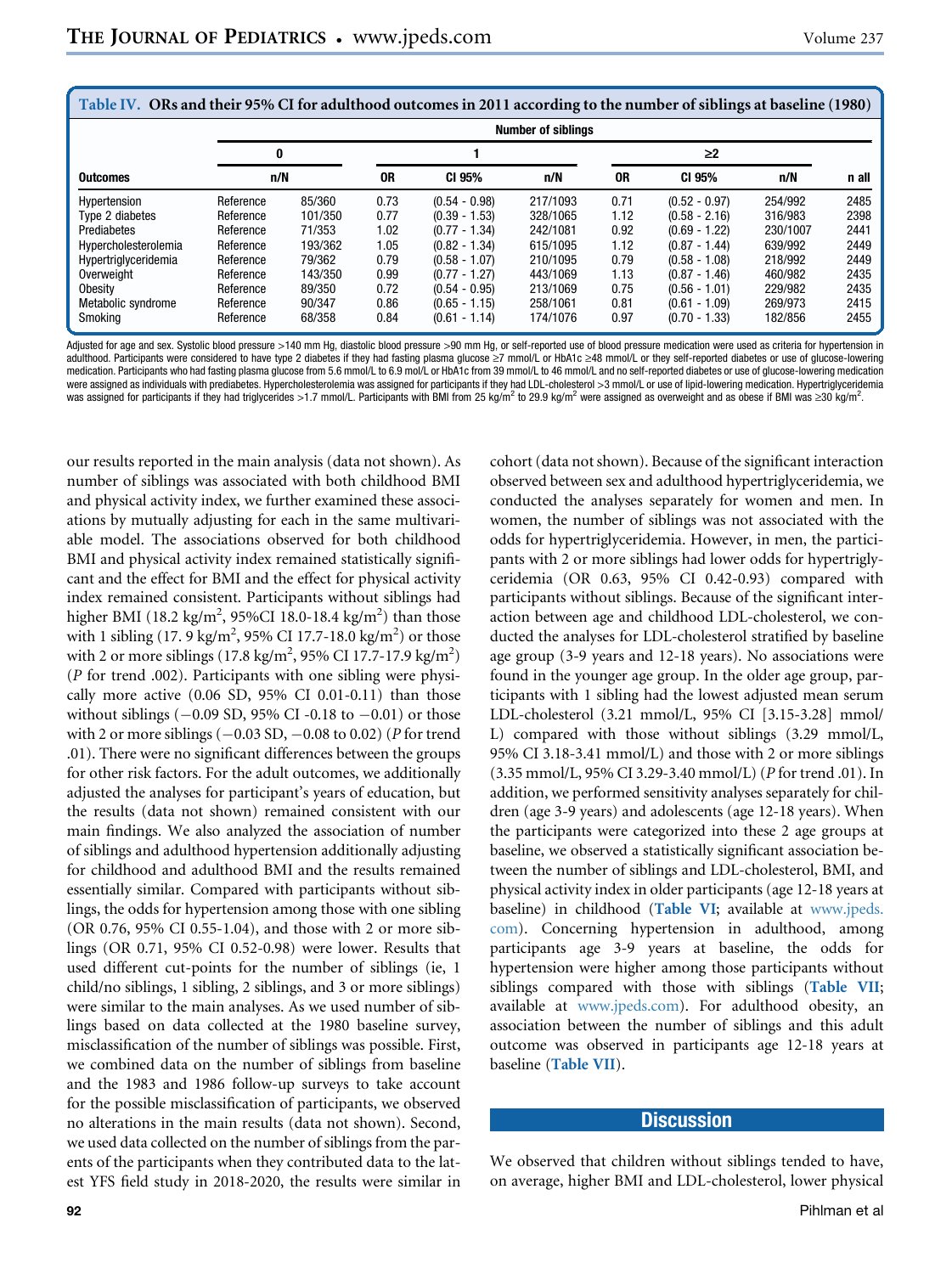**Table IV. ORs and their 95% CI for adulthood outcomes in 2011 according to the number of siblings at baseline (1980)**

| Outcomes | Number of siblings: 0 | | 1 | | | ≥2 | | | |
|---|---|---|---|---|---|---|---|---|---|
| | n/N | | OR | CI 95% | n/N | OR | CI 95% | n/N | n all |
| Hypertension | Reference | 85/360 | 0.73 | (0.54 - 0.98) | 217/1093 | 0.71 | (0.52 - 0.97) | 254/992 | 2485 |
| Type 2 diabetes | Reference | 101/350 | 0.77 | (0.39 - 1.53) | 328/1065 | 1.12 | (0.58 - 2.16) | 316/983 | 2398 |
| Prediabetes | Reference | 71/353 | 1.02 | (0.77 - 1.34) | 242/1081 | 0.92 | (0.69 - 1.22) | 230/1007 | 2441 |
| Hypercholesterolemia | Reference | 193/362 | 1.05 | (0.82 - 1.34) | 615/1095 | 1.12 | (0.87 - 1.44) | 639/992 | 2449 |
| Hypertriglyceridemia | Reference | 79/362 | 0.79 | (0.58 - 1.07) | 210/1095 | 0.79 | (0.58 - 1.08) | 218/992 | 2449 |
| Overweight | Reference | 143/350 | 0.99 | (0.77 - 1.27) | 443/1069 | 1.13 | (0.87 - 1.46) | 460/982 | 2435 |
| Obesity | Reference | 89/350 | 0.72 | (0.54 - 0.95) | 213/1069 | 0.75 | (0.56 - 1.01) | 229/982 | 2435 |
| Metabolic syndrome | Reference | 90/347 | 0.86 | (0.65 - 1.15) | 258/1061 | 0.81 | (0.61 - 1.09) | 269/973 | 2415 |
| Smoking | Reference | 68/358 | 0.84 | (0.61 - 1.14) | 174/1076 | 0.97 | (0.70 - 1.33) | 182/856 | 2455 |

Adjusted for age and sex. Systolic blood pressure >140 mm Hg, diastolic blood pressure >90 mm Hg, or self-reported use of blood pressure medication were used as criteria for hypertension in adulthood. Participants were considered to have type 2 diabetes if they had fasting plasma glucose ≥7 mmol/L or HbA1c ≥48 mmol/L or they self-reported diabetes or use of glucose-lowering medication. Participants who had fasting plasma glucose from 5.6 mmol/L to 6.9 mol/L or HbA1c from 39 mmol/L to 46 mmol/L and no self-reported diabetes or use of glucose-lowering medication were assigned as individuals with prediabetes. Hypercholesterolemia was assigned for participants if they had LDL-cholesterol >3 mmol/L or use of lipid-lowering medication. Hypertriglyceridemia was assigned for participants if they had triglycerides >1.7 mmol/L. Participants with BMI from 25 kg/m$^2$ to 29.9 kg/m$^2$ were assigned as overweight and as obese if BMI was ≥30 kg/m$^2$.

our results reported in the main analysis (data not shown). As number of siblings was associated with both childhood BMI and physical activity index, we further examined these associations by mutually adjusting for each in the same multivariable model. The associations observed for both childhood BMI and physical activity index remained statistically significant and the effect for BMI and the effect for physical activity index remained consistent. Participants without siblings had higher BMI (18.2 kg/m$^2$, 95%CI 18.0-18.4 kg/m$^2$) than those with 1 sibling (17. 9 kg/m$^2$, 95% CI 17.7-18.0 kg/m$^2$) or those with 2 or more siblings (17.8 kg/m$^2$, 95% CI 17.7-17.9 kg/m$^2$) (*P* for trend .002). Participants with one sibling were physically more active (0.06 SD, 95% CI 0.01-0.11) than those without siblings (−0.09 SD, 95% CI -0.18 to −0.01) or those with 2 or more siblings (−0.03 SD, −0.08 to 0.02) (*P* for trend .01). There were no significant differences between the groups for other risk factors. For the adult outcomes, we additionally adjusted the analyses for participant's years of education, but the results (data not shown) remained consistent with our main findings. We also analyzed the association of number of siblings and adulthood hypertension additionally adjusting for childhood and adulthood BMI and the results remained essentially similar. Compared with participants without siblings, the odds for hypertension among those with one sibling (OR 0.76, 95% CI 0.55-1.04), and those with 2 or more siblings (OR 0.71, 95% CI 0.52-0.98) were lower. Results that used different cut-points for the number of siblings (ie, 1 child/no siblings, 1 sibling, 2 siblings, and 3 or more siblings) were similar to the main analyses. As we used number of siblings based on data collected at the 1980 baseline survey, misclassification of the number of siblings was possible. First, we combined data on the number of siblings from baseline and the 1983 and 1986 follow-up surveys to take account for the possible misclassification of participants, we observed no alterations in the main results (data not shown). Second, we used data collected on the number of siblings from the parents of the participants when they contributed data to the latest YFS field study in 2018-2020, the results were similar in cohort (data not shown). Because of the significant interaction observed between sex and adulthood hypertriglyceridemia, we conducted the analyses separately for women and men. In women, the number of siblings was not associated with the odds for hypertriglyceridemia. However, in men, the participants with 2 or more siblings had lower odds for hypertriglyceridemia (OR 0.63, 95% CI 0.42-0.93) compared with participants without siblings. Because of the significant interaction between age and childhood LDL-cholesterol, we conducted the analyses for LDL-cholesterol stratified by baseline age group (3-9 years and 12-18 years). No associations were found in the younger age group. In the older age group, participants with 1 sibling had the lowest adjusted mean serum LDL-cholesterol (3.21 mmol/L, 95% CI [3.15-3.28] mmol/L) compared with those without siblings (3.29 mmol/L, 95% CI 3.18-3.41 mmol/L) and those with 2 or more siblings (3.35 mmol/L, 95% CI 3.29-3.40 mmol/L) (*P* for trend .01). In addition, we performed sensitivity analyses separately for children (age 3-9 years) and adolescents (age 12-18 years). When the participants were categorized into these 2 age groups at baseline, we observed a statistically significant association between the number of siblings and LDL-cholesterol, BMI, and physical activity index in older participants (age 12-18 years at baseline) in childhood (**Table VI**; available at www.jpeds.com). Concerning hypertension in adulthood, among participants age 3-9 years at baseline, the odds for hypertension were higher among those participants without siblings compared with those with siblings (**Table VII**; available at www.jpeds.com). For adulthood obesity, an association between the number of siblings and this adult outcome was observed in participants age 12-18 years at baseline (**Table VII**).

## Discussion

We observed that children without siblings tended to have, on average, higher BMI and LDL-cholesterol, lower physical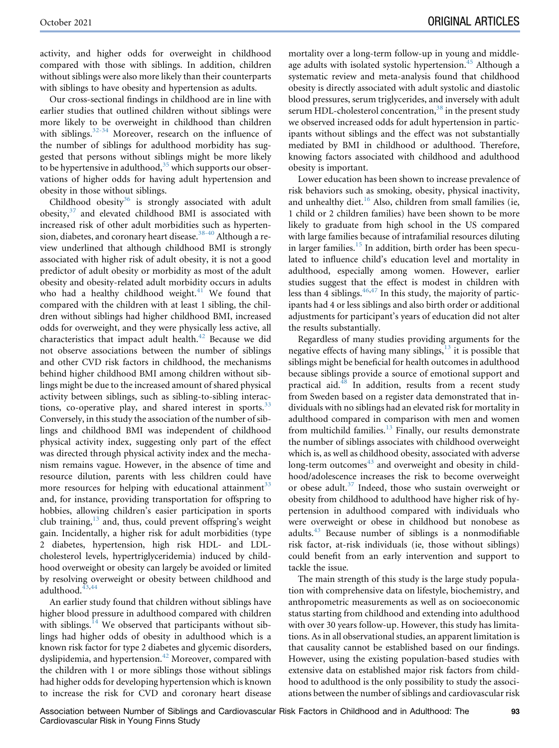activity, and higher odds for overweight in childhood compared with those with siblings. In addition, children without siblings were also more likely than their counterparts with siblings to have obesity and hypertension as adults.

Our cross-sectional findings in childhood are in line with earlier studies that outlined children without siblings were more likely to be overweight in childhood than children with siblings.[32-34] Moreover, research on the influence of the number of siblings for adulthood morbidity has suggested that persons without siblings might be more likely to be hypertensive in adulthood,[35] which supports our observations of higher odds for having adult hypertension and obesity in those without siblings.

Childhood obesity[36] is strongly associated with adult obesity,[37] and elevated childhood BMI is associated with increased risk of other adult morbidities such as hypertension, diabetes, and coronary heart disease.[38-40] Although a review underlined that although childhood BMI is strongly associated with higher risk of adult obesity, it is not a good predictor of adult obesity or morbidity as most of the adult obesity and obesity-related adult morbidity occurs in adults who had a healthy childhood weight.[41] We found that compared with the children with at least 1 sibling, the children without siblings had higher childhood BMI, increased odds for overweight, and they were physically less active, all characteristics that impact adult health.[42] Because we did not observe associations between the number of siblings and other CVD risk factors in childhood, the mechanisms behind higher childhood BMI among children without siblings might be due to the increased amount of shared physical activity between siblings, such as sibling-to-sibling interactions, co-operative play, and shared interest in sports.[33] Conversely, in this study the association of the number of siblings and childhood BMI was independent of childhood physical activity index, suggesting only part of the effect was directed through physical activity index and the mechanism remains vague. However, in the absence of time and resource dilution, parents with less children could have more resources for helping with educational attainment[33] and, for instance, providing transportation for offspring to hobbies, allowing children's easier participation in sports club training,[13] and, thus, could prevent offspring's weight gain. Incidentally, a higher risk for adult morbidities (type 2 diabetes, hypertension, high risk HDL- and LDL-cholesterol levels, hypertriglyceridemia) induced by childhood overweight or obesity can largely be avoided or limited by resolving overweight or obesity between childhood and adulthood.[43,44]

An earlier study found that children without siblings have higher blood pressure in adulthood compared with children with siblings.[14] We observed that participants without siblings had higher odds of obesity in adulthood which is a known risk factor for type 2 diabetes and glycemic disorders, dyslipidemia, and hypertension.[42] Moreover, compared with the children with 1 or more siblings those without siblings had higher odds for developing hypertension which is known to increase the risk for CVD and coronary heart disease mortality over a long-term follow-up in young and middle-age adults with isolated systolic hypertension.[45] Although a systematic review and meta-analysis found that childhood obesity is directly associated with adult systolic and diastolic blood pressures, serum triglycerides, and inversely with adult serum HDL-cholesterol concentration,[38] in the present study we observed increased odds for adult hypertension in participants without siblings and the effect was not substantially mediated by BMI in childhood or adulthood. Therefore, knowing factors associated with childhood and adulthood obesity is important.

Lower education has been shown to increase prevalence of risk behaviors such as smoking, obesity, physical inactivity, and unhealthy diet.[16] Also, children from small families (ie, 1 child or 2 children families) have been shown to be more likely to graduate from high school in the US compared with large families because of intrafamilial resources diluting in larger families.[15] In addition, birth order has been speculated to influence child's education level and mortality in adulthood, especially among women. However, earlier studies suggest that the effect is modest in children with less than 4 siblings.[46,47] In this study, the majority of participants had 4 or less siblings and also birth order or additional adjustments for participant's years of education did not alter the results substantially.

Regardless of many studies providing arguments for the negative effects of having many siblings,[13] it is possible that siblings might be beneficial for health outcomes in adulthood because siblings provide a source of emotional support and practical aid.[48] In addition, results from a recent study from Sweden based on a register data demonstrated that individuals with no siblings had an elevated risk for mortality in adulthood compared in comparison with men and women from multichild families.[13] Finally, our results demonstrate the number of siblings associates with childhood overweight which is, as well as childhood obesity, associated with adverse long-term outcomes[43] and overweight and obesity in childhood/adolescence increases the risk to become overweight or obese adult.[37] Indeed, those who sustain overweight or obesity from childhood to adulthood have higher risk of hypertension in adulthood compared with individuals who were overweight or obese in childhood but nonobese as adults.[43] Because number of siblings is a nonmodifiable risk factor, at-risk individuals (ie, those without siblings) could benefit from an early intervention and support to tackle the issue.

The main strength of this study is the large study population with comprehensive data on lifestyle, biochemistry, and anthropometric measurements as well as on socioeconomic status starting from childhood and extending into adulthood with over 30 years follow-up. However, this study has limitations. As in all observational studies, an apparent limitation is that causality cannot be established based on our findings. However, using the existing population-based studies with extensive data on established major risk factors from childhood to adulthood is the only possibility to study the associations between the number of siblings and cardiovascular risk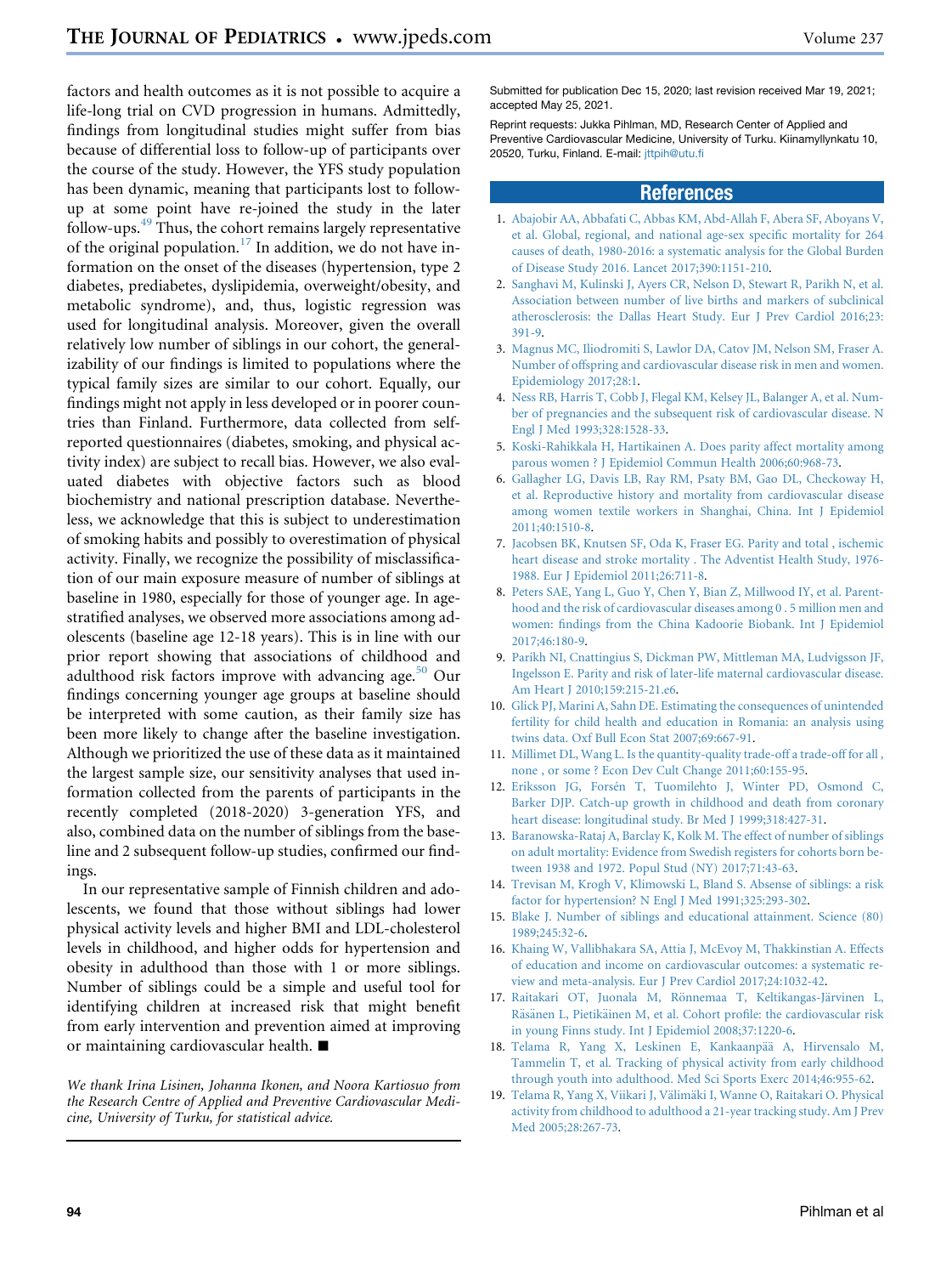factors and health outcomes as it is not possible to acquire a life-long trial on CVD progression in humans. Admittedly, findings from longitudinal studies might suffer from bias because of differential loss to follow-up of participants over the course of the study. However, the YFS study population has been dynamic, meaning that participants lost to follow-up at some point have re-joined the study in the later follow-ups.[49] Thus, the cohort remains largely representative of the original population.[17] In addition, we do not have information on the onset of the diseases (hypertension, type 2 diabetes, prediabetes, dyslipidemia, overweight/obesity, and metabolic syndrome), and, thus, logistic regression was used for longitudinal analysis. Moreover, given the overall relatively low number of siblings in our cohort, the generalizability of our findings is limited to populations where the typical family sizes are similar to our cohort. Equally, our findings might not apply in less developed or in poorer countries than Finland. Furthermore, data collected from self-reported questionnaires (diabetes, smoking, and physical activity index) are subject to recall bias. However, we also evaluated diabetes with objective factors such as blood biochemistry and national prescription database. Nevertheless, we acknowledge that this is subject to underestimation of smoking habits and possibly to overestimation of physical activity. Finally, we recognize the possibility of misclassification of our main exposure measure of number of siblings at baseline in 1980, especially for those of younger age. In age-stratified analyses, we observed more associations among adolescents (baseline age 12-18 years). This is in line with our prior report showing that associations of childhood and adulthood risk factors improve with advancing age.[50] Our findings concerning younger age groups at baseline should be interpreted with some caution, as their family size has been more likely to change after the baseline investigation. Although we prioritized the use of these data as it maintained the largest sample size, our sensitivity analyses that used information collected from the parents of participants in the recently completed (2018-2020) 3-generation YFS, and also, combined data on the number of siblings from the baseline and 2 subsequent follow-up studies, confirmed our findings.

In our representative sample of Finnish children and adolescents, we found that those without siblings had lower physical activity levels and higher BMI and LDL-cholesterol levels in childhood, and higher odds for hypertension and obesity in adulthood than those with 1 or more siblings. Number of siblings could be a simple and useful tool for identifying children at increased risk that might benefit from early intervention and prevention aimed at improving or maintaining cardiovascular health. ■

*We thank Irina Lisinen, Johanna Ikonen, and Noora Kartiosuo from the Research Centre of Applied and Preventive Cardiovascular Medicine, University of Turku, for statistical advice.*

Submitted for publication Dec 15, 2020; last revision received Mar 19, 2021; accepted May 25, 2021.

Reprint requests: Jukka Pihlman, MD, Research Center of Applied and Preventive Cardiovascular Medicine, University of Turku. Kiinamyllynkatu 10, 20520, Turku, Finland. E-mail: jttpih@utu.fi

## References

1. Abajobir AA, Abbafati C, Abbas KM, Abd-Allah F, Abera SF, Aboyans V, et al. Global, regional, and national age-sex specific mortality for 264 causes of death, 1980-2016: a systematic analysis for the Global Burden of Disease Study 2016. Lancet 2017;390:1151-210.
2. Sanghavi M, Kulinski J, Ayers CR, Nelson D, Stewart R, Parikh N, et al. Association between number of live births and markers of subclinical atherosclerosis: the Dallas Heart Study. Eur J Prev Cardiol 2016;23:391-9.
3. Magnus MC, Iliodromiti S, Lawlor DA, Catov JM, Nelson SM, Fraser A. Number of offspring and cardiovascular disease risk in men and women. Epidemiology 2017;28:1.
4. Ness RB, Harris T, Cobb J, Flegal KM, Kelsey JL, Balanger A, et al. Number of pregnancies and the subsequent risk of cardiovascular disease. N Engl J Med 1993;328:1528-33.
5. Koski-Rahikkala H, Hartikainen A. Does parity affect mortality among parous women ? J Epidemiol Commun Health 2006;60:968-73.
6. Gallagher LG, Davis LB, Ray RM, Psaty BM, Gao DL, Checkoway H, et al. Reproductive history and mortality from cardiovascular disease among women textile workers in Shanghai, China. Int J Epidemiol 2011;40:1510-8.
7. Jacobsen BK, Knutsen SF, Oda K, Fraser EG. Parity and total , ischemic heart disease and stroke mortality . The Adventist Health Study, 1976-1988. Eur J Epidemiol 2011;26:711-8.
8. Peters SAE, Yang L, Guo Y, Chen Y, Bian Z, Millwood IY, et al. Parenthood and the risk of cardiovascular diseases among 0 . 5 million men and women: findings from the China Kadoorie Biobank. Int J Epidemiol 2017;46:180-9.
9. Parikh NI, Cnattingius S, Dickman PW, Mittleman MA, Ludvigsson JF, Ingelsson E. Parity and risk of later-life maternal cardiovascular disease. Am Heart J 2010;159:215-21.e6.
10. Glick PJ, Marini A, Sahn DE. Estimating the consequences of unintended fertility for child health and education in Romania: an analysis using twins data. Oxf Bull Econ Stat 2007;69:667-91.
11. Millimet DL, Wang L. Is the quantity-quality trade-off a trade-off for all , none , or some ? Econ Dev Cult Change 2011;60:155-95.
12. Eriksson JG, Forsén T, Tuomilehto J, Winter PD, Osmond C, Barker DJP. Catch-up growth in childhood and death from coronary heart disease: longitudinal study. Br Med J 1999;318:427-31.
13. Baranowska-Rataj A, Barclay K, Kolk M. The effect of number of siblings on adult mortality: Evidence from Swedish registers for cohorts born between 1938 and 1972. Popul Stud (NY) 2017;71:43-63.
14. Trevisan M, Krogh V, Klimowski L, Bland S. Absence of siblings: a risk factor for hypertension? N Engl J Med 1991;325:293-302.
15. Blake J. Number of siblings and educational attainment. Science (80) 1989;245:32-6.
16. Khaing W, Vallibhakara SA, Attia J, McEvoy M, Thakkinstian A. Effects of education and income on cardiovascular outcomes: a systematic review and meta-analysis. Eur J Prev Cardiol 2017;24:1032-42.
17. Raitakari OT, Juonala M, Rönnemaa T, Keltikangas-Järvinen L, Räsänen L, Pietikäinen M, et al. Cohort profile: the cardiovascular risk in young Finns study. Int J Epidemiol 2008;37:1220-6.
18. Telama R, Yang X, Leskinen E, Kankaanpää A, Hirvensalo M, Tammelin T, et al. Tracking of physical activity from early childhood through youth into adulthood. Med Sci Sports Exerc 2014;46:955-62.
19. Telama R, Yang X, Viikari J, Välimäki I, Wanne O, Raitakari O. Physical activity from childhood to adulthood a 21-year tracking study. Am J Prev Med 2005;28:267-73.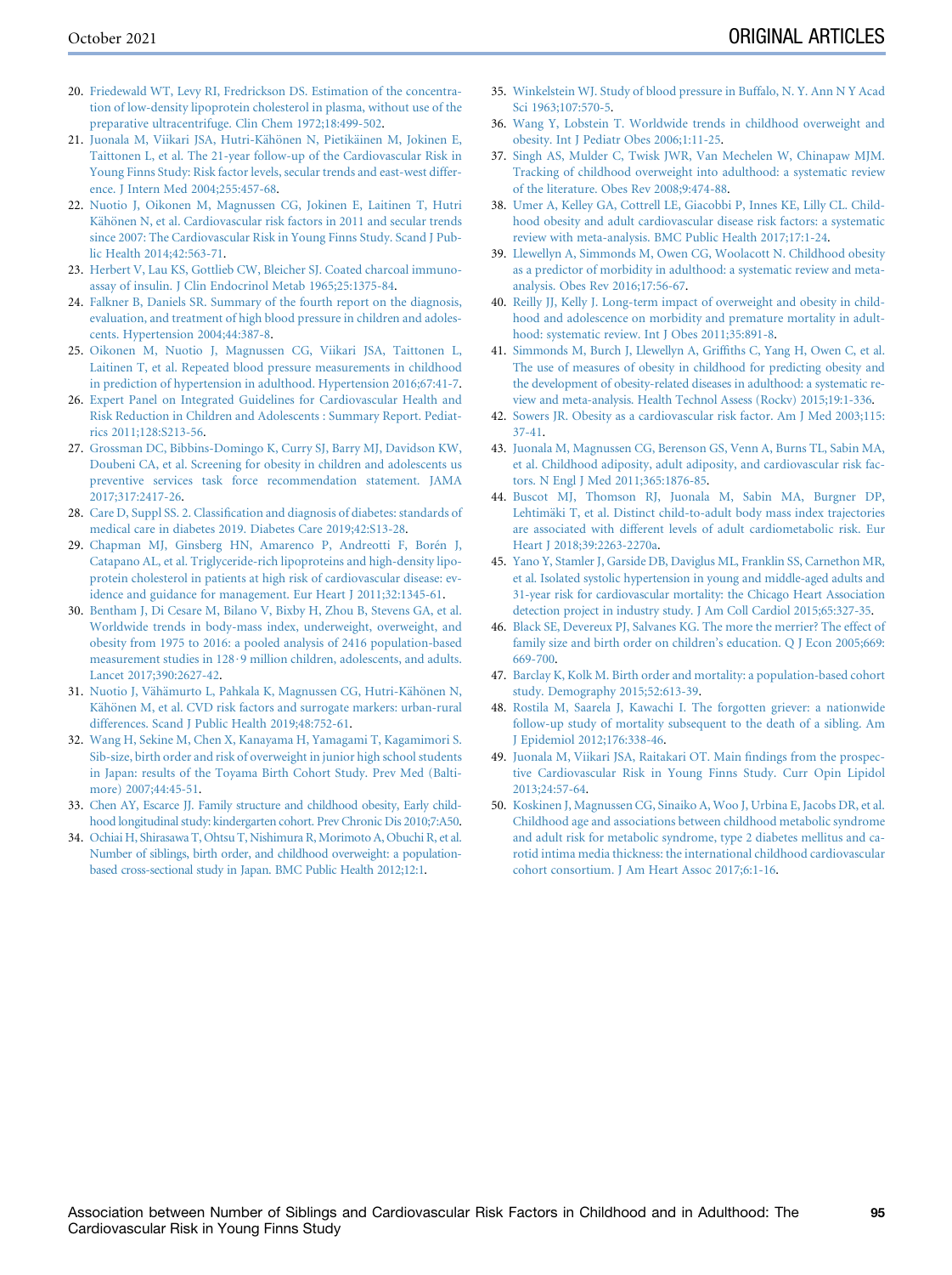20. Friedewald WT, Levy RI, Fredrickson DS. Estimation of the concentration of low-density lipoprotein cholesterol in plasma, without use of the preparative ultracentrifuge. Clin Chem 1972;18:499-502.
21. Juonala M, Viikari JSA, Hutri-Kähönen N, Pietikäinen M, Jokinen E, Taittonen L, et al. The 21-year follow-up of the Cardiovascular Risk in Young Finns Study: Risk factor levels, secular trends and east-west difference. J Intern Med 2004;255:457-68.
22. Nuotio J, Oikonen M, Magnussen CG, Jokinen E, Laitinen T, Hutri Kähönen N, et al. Cardiovascular risk factors in 2011 and secular trends since 2007: The Cardiovascular Risk in Young Finns Study. Scand J Public Health 2014;42:563-71.
23. Herbert V, Lau KS, Gottlieb CW, Bleicher SJ. Coated charcoal immunoassay of insulin. J Clin Endocrinol Metab 1965;25:1375-84.
24. Falkner B, Daniels SR. Summary of the fourth report on the diagnosis, evaluation, and treatment of high blood pressure in children and adolescents. Hypertension 2004;44:387-8.
25. Oikonen M, Nuotio J, Magnussen CG, Viikari JSA, Taittonen L, Laitinen T, et al. Repeated blood pressure measurements in childhood in prediction of hypertension in adulthood. Hypertension 2016;67:41-7.
26. Expert Panel on Integrated Guidelines for Cardiovascular Health and Risk Reduction in Children and Adolescents : Summary Report. Pediatrics 2011;128:S213-56.
27. Grossman DC, Bibbins-Domingo K, Curry SJ, Barry MJ, Davidson KW, Doubeni CA, et al. Screening for obesity in children and adolescents us preventive services task force recommendation statement. JAMA 2017;317:2417-26.
28. Care D, Suppl SS. 2. Classification and diagnosis of diabetes: standards of medical care in diabetes 2019. Diabetes Care 2019;42:S13-28.
29. Chapman MJ, Ginsberg HN, Amarenco P, Andreotti F, Borén J, Catapano AL, et al. Triglyceride-rich lipoproteins and high-density lipoprotein cholesterol in patients at high risk of cardiovascular disease: evidence and guidance for management. Eur Heart J 2011;32:1345-61.
30. Bentham J, Di Cesare M, Bilano V, Bixby H, Zhou B, Stevens GA, et al. Worldwide trends in body-mass index, underweight, overweight, and obesity from 1975 to 2016: a pooled analysis of 2416 population-based measurement studies in 128·9 million children, adolescents, and adults. Lancet 2017;390:2627-42.
31. Nuotio J, Vähämurto L, Pahkala K, Magnussen CG, Hutri-Kähönen N, Kähönen M, et al. CVD risk factors and surrogate markers: urban-rural differences. Scand J Public Health 2019;48:752-61.
32. Wang H, Sekine M, Chen X, Kanayama H, Yamagami T, Kagamimori S. Sib-size, birth order and risk of overweight in junior high school students in Japan: results of the Toyama Birth Cohort Study. Prev Med (Baltimore) 2007;44:45-51.
33. Chen AY, Escarce JJ. Family structure and childhood obesity, Early childhood longitudinal study: kindergarten cohort. Prev Chronic Dis 2010;7:A50.
34. Ochiai H, Shirasawa T, Ohtsu T, Nishimura R, Morimoto A, Obuchi R, et al. Number of siblings, birth order, and childhood overweight: a population-based cross-sectional study in Japan. BMC Public Health 2012;12:1.
35. Winkelstein WJ. Study of blood pressure in Buffalo, N. Y. Ann N Y Acad Sci 1963;107:570-5.
36. Wang Y, Lobstein T. Worldwide trends in childhood overweight and obesity. Int J Pediatr Obes 2006;1:11-25.
37. Singh AS, Mulder C, Twisk JWR, Van Mechelen W, Chinapaw MJM. Tracking of childhood overweight into adulthood: a systematic review of the literature. Obes Rev 2008;9:474-88.
38. Umer A, Kelley GA, Cottrell LE, Giacobbi P, Innes KE, Lilly CL. Childhood obesity and adult cardiovascular disease risk factors: a systematic review with meta-analysis. BMC Public Health 2017;17:1-24.
39. Llewellyn A, Simmonds M, Owen CG, Woolacott N. Childhood obesity as a predictor of morbidity in adulthood: a systematic review and meta-analysis. Obes Rev 2016;17:56-67.
40. Reilly JJ, Kelly J. Long-term impact of overweight and obesity in childhood and adolescence on morbidity and premature mortality in adulthood: systematic review. Int J Obes 2011;35:891-8.
41. Simmonds M, Burch J, Llewellyn A, Griffiths C, Yang H, Owen C, et al. The use of measures of obesity in childhood for predicting obesity and the development of obesity-related diseases in adulthood: a systematic review and meta-analysis. Health Technol Assess (Rockv) 2015;19:1-336.
42. Sowers JR. Obesity as a cardiovascular risk factor. Am J Med 2003;115:37-41.
43. Juonala M, Magnussen CG, Berenson GS, Venn A, Burns TL, Sabin MA, et al. Childhood adiposity, adult adiposity, and cardiovascular risk factors. N Engl J Med 2011;365:1876-85.
44. Buscot MJ, Thomson RJ, Juonala M, Sabin MA, Burgner DP, Lehtimäki T, et al. Distinct child-to-adult body mass index trajectories are associated with different levels of adult cardiometabolic risk. Eur Heart J 2018;39:2263-2270a.
45. Yano Y, Stamler J, Garside DB, Daviglus ML, Franklin SS, Carnethon MR, et al. Isolated systolic hypertension in young and middle-aged adults and 31-year risk for cardiovascular mortality: the Chicago Heart Association detection project in industry study. J Am Coll Cardiol 2015;65:327-35.
46. Black SE, Devereux PJ, Salvanes KG. The more the merrier? The effect of family size and birth order on children's education. Q J Econ 2005;669:669-700.
47. Barclay K, Kolk M. Birth order and mortality: a population-based cohort study. Demography 2015;52:613-39.
48. Rostila M, Saarela J, Kawachi I. The forgotten griever: a nationwide follow-up study of mortality subsequent to the death of a sibling. Am J Epidemiol 2012;176:338-46.
49. Juonala M, Viikari JSA, Raitakari OT. Main findings from the prospective Cardiovascular Risk in Young Finns Study. Curr Opin Lipidol 2013;24:57-64.
50. Koskinen J, Magnussen CG, Sinaiko A, Woo J, Urbina E, Jacobs DR, et al. Childhood age and associations between childhood metabolic syndrome and adult risk for metabolic syndrome, type 2 diabetes mellitus and carotid intima media thickness: the international childhood cardiovascular cohort consortium. J Am Heart Assoc 2017;6:1-16.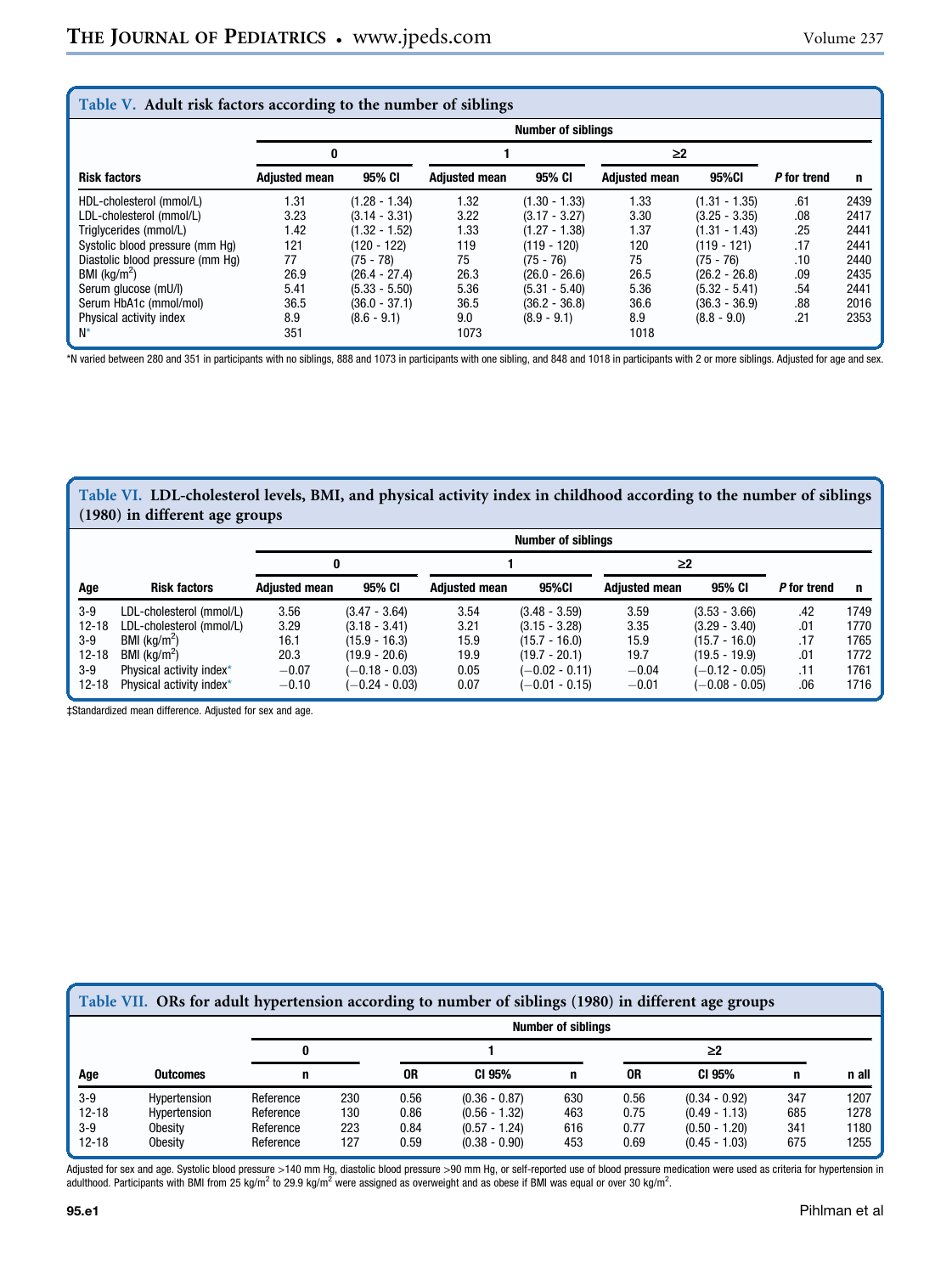**Table V. Adult risk factors according to the number of siblings**

| Risk factors | 0 | | 1 | | ≥2 | | | |
|---|---|---|---|---|---|---|---|---|
| | Adjusted mean | 95% CI | Adjusted mean | 95% CI | Adjusted mean | 95%CI | *P* for trend | n |
| HDL-cholesterol (mmol/L) | 1.31 | (1.28 - 1.34) | 1.32 | (1.30 - 1.33) | 1.33 | (1.31 - 1.35) | .61 | 2439 |
| LDL-cholesterol (mmol/L) | 3.23 | (3.14 - 3.31) | 3.22 | (3.17 - 3.27) | 3.30 | (3.25 - 3.35) | .08 | 2417 |
| Triglycerides (mmol/L) | 1.42 | (1.32 - 1.52) | 1.33 | (1.27 - 1.38) | 1.37 | (1.31 - 1.43) | .25 | 2441 |
| Systolic blood pressure (mm Hg) | 121 | (120 - 122) | 119 | (119 - 120) | 120 | (119 - 121) | .17 | 2441 |
| Diastolic blood pressure (mm Hg) | 77 | (75 - 78) | 75 | (75 - 76) | 75 | (75 - 76) | .10 | 2440 |
| BMI (kg/m$^2$) | 26.9 | (26.4 - 27.4) | 26.3 | (26.0 - 26.6) | 26.5 | (26.2 - 26.8) | .09 | 2435 |
| Serum glucose (mU/l) | 5.41 | (5.33 - 5.50) | 5.36 | (5.31 - 5.40) | 5.36 | (5.32 - 5.41) | .54 | 2441 |
| Serum HbA1c (mmol/mol) | 36.5 | (36.0 - 37.1) | 36.5 | (36.2 - 36.8) | 36.6 | (36.3 - 36.9) | .88 | 2016 |
| Physical activity index | 8.9 | (8.6 - 9.1) | 9.0 | (8.9 - 9.1) | 8.9 | (8.8 - 9.0) | .21 | 2353 |
| N* | 351 | | 1073 | | 1018 | | | |

*N varied between 280 and 351 in participants with no siblings, 888 and 1073 in participants with one sibling, and 848 and 1018 in participants with 2 or more siblings. Adjusted for age and sex.

**Table VI. LDL-cholesterol levels, BMI, and physical activity index in childhood according to the number of siblings (1980) in different age groups**

| Age | Risk factors | 0 | | 1 | | ≥2 | | | |
|---|---|---|---|---|---|---|---|---|---|
| | | Adjusted mean | 95% CI | Adjusted mean | 95%CI | Adjusted mean | 95% CI | *P* for trend | n |
| 3-9 | LDL-cholesterol (mmol/L) | 3.56 | (3.47 - 3.64) | 3.54 | (3.48 - 3.59) | 3.59 | (3.53 - 3.66) | .42 | 1749 |
| 12-18 | LDL-cholesterol (mmol/L) | 3.29 | (3.18 - 3.41) | 3.21 | (3.15 - 3.28) | 3.35 | (3.29 - 3.40) | .01 | 1770 |
| 3-9 | BMI (kg/m$^2$) | 16.1 | (15.9 - 16.3) | 15.9 | (15.7 - 16.0) | 15.9 | (15.7 - 16.0) | .17 | 1765 |
| 12-18 | BMI (kg/m$^2$) | 20.3 | (19.9 - 20.6) | 19.9 | (19.7 - 20.1) | 19.7 | (19.5 - 19.9) | .01 | 1772 |
| 3-9 | Physical activity index* | −0.07 | (−0.18 - 0.03) | 0.05 | (−0.02 - 0.11) | −0.04 | (−0.12 - 0.05) | .11 | 1761 |
| 12-18 | Physical activity index* | −0.10 | (−0.24 - 0.03) | 0.07 | (−0.01 - 0.15) | −0.01 | (−0.08 - 0.05) | .06 | 1716 |

‡Standardized mean difference. Adjusted for sex and age.

**Table VII. ORs for adult hypertension according to number of siblings (1980) in different age groups**

| Age | Outcomes | 0 | | 1 | | | ≥2 | | | |
|---|---|---|---|---|---|---|---|---|---|---|
| | | | n | OR | CI 95% | n | OR | CI 95% | n | n all |
| 3-9 | Hypertension | Reference | 230 | 0.56 | (0.36 - 0.87) | 630 | 0.56 | (0.34 - 0.92) | 347 | 1207 |
| 12-18 | Hypertension | Reference | 130 | 0.86 | (0.56 - 1.32) | 463 | 0.75 | (0.49 - 1.13) | 685 | 1278 |
| 3-9 | Obesity | Reference | 223 | 0.84 | (0.57 - 1.24) | 616 | 0.77 | (0.50 - 1.20) | 341 | 1180 |
| 12-18 | Obesity | Reference | 127 | 0.59 | (0.38 - 0.90) | 453 | 0.69 | (0.45 - 1.03) | 675 | 1255 |

Adjusted for sex and age. Systolic blood pressure >140 mm Hg, diastolic blood pressure >90 mm Hg, or self-reported use of blood pressure medication were used as criteria for hypertension in adulthood. Participants with BMI from 25 kg/m$^2$ to 29.9 kg/m$^2$ were assigned as overweight and as obese if BMI was equal or over 30 kg/m$^2$.